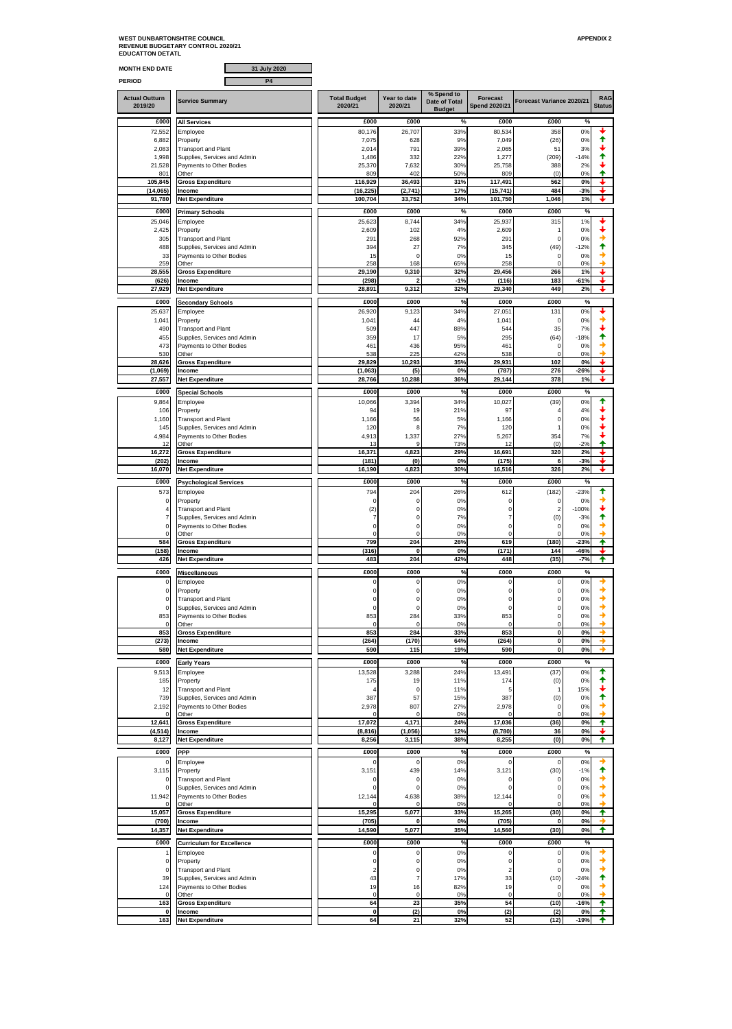**WEST DUNBARTONSHTRE COUNCIL**
**REVENUE BUDGETARY CONTROL 2020/21**
**EDUCATTON DETATL**

**APPENDIX 2**

| MONTH END DATE | 31 July 2020 |
|---|---|
| PERIOD | P4 |

| Actual Outturn 2019/20 | Service Summary | Total Budget 2020/21 | Year to date 2020/21 | % Spend to Date of Total Budget | Forecast Spend 2020/21 | Forecast Variance 2020/21 | | RAG Status |
|---|---|---|---|---|---|---|---|---|
| £000 | **All Services** | £000 | £000 | % | £000 | £000 | % | |
| 72,552 | Employee | 80,176 | 26,707 | 33% | 80,534 | 358 | 0% | ↓ |
| 6,882 | Property | 7,075 | 628 | 9% | 7,049 | (26) | 0% | ↑ |
| 2,083 | Transport and Plant | 2,014 | 791 | 39% | 2,065 | 51 | 3% | ↓ |
| 1,998 | Supplies, Services and Admin | 1,486 | 332 | 22% | 1,277 | (209) | -14% | ↑ |
| 21,528 | Payments to Other Bodies | 25,370 | 7,632 | 30% | 25,758 | 388 | 2% | ↓ |
| 801 | Other | 809 | 402 | 50% | 809 | (0) | 0% | ↑ |
| **105,845** | **Gross Expenditure** | **116,929** | **36,493** | **31%** | **117,491** | **562** | **0%** | ↓ |
| **(14,065)** | **Income** | **(16,225)** | **(2,741)** | **17%** | **(15,741)** | **484** | **-3%** | ↓ |
| **91,780** | **Net Expenditure** | **100,704** | **33,752** | **34%** | **101,750** | **1,046** | **1%** | ↓ |
| £000 | **Primary Schools** | £000 | £000 | % | £000 | £000 | % | |
| 25,046 | Employee | 25,623 | 8,744 | 34% | 25,937 | 315 | 1% | ↓ |
| 2,425 | Property | 2,609 | 102 | 4% | 2,609 | 1 | 0% | ↓ |
| 305 | Transport and Plant | 291 | 268 | 92% | 291 | 0 | 0% | → |
| 488 | Supplies, Services and Admin | 394 | 27 | 7% | 345 | (49) | -12% | ↑ |
| 33 | Payments to Other Bodies | 15 | 0 | 0% | 15 | 0 | 0% | → |
| 259 | Other | 258 | 168 | 65% | 258 | 0 | 0% | → |
| **28,555** | **Gross Expenditure** | **29,190** | **9,310** | **32%** | **29,456** | **266** | **1%** | ↓ |
| **(626)** | **Income** | **(298)** | **2** | **-1%** | **(116)** | **183** | **-61%** | ↓ |
| **27,929** | **Net Expenditure** | **28,891** | **9,312** | **32%** | **29,340** | **449** | **2%** | ↓ |
| £000 | **Secondary Schools** | £000 | £000 | % | £000 | £000 | % | |
| 25,637 | Employee | 26,920 | 9,123 | 34% | 27,051 | 131 | 0% | ↓ |
| 1,041 | Property | 1,041 | 44 | 4% | 1,041 | 0 | 0% | → |
| 490 | Transport and Plant | 509 | 447 | 88% | 544 | 35 | 7% | ↓ |
| 455 | Supplies, Services and Admin | 359 | 17 | 5% | 295 | (64) | -18% | ↑ |
| 473 | Payments to Other Bodies | 461 | 436 | 95% | 461 | 0 | 0% | → |
| 530 | Other | 538 | 225 | 42% | 538 | 0 | 0% | → |
| **28,626** | **Gross Expenditure** | **29,829** | **10,293** | **35%** | **29,931** | **102** | **0%** | ↓ |
| **(1,069)** | **Income** | **(1,063)** | **(5)** | **0%** | **(787)** | **276** | **-26%** | ↓ |
| **27,557** | **Net Expenditure** | **28,766** | **10,288** | **36%** | **29,144** | **378** | **1%** | ↓ |
| £000 | **Special Schools** | £000 | £000 | % | £000 | £000 | % | |
| 9,864 | Employee | 10,066 | 3,394 | 34% | 10,027 | (39) | 0% | ↑ |
| 106 | Property | 94 | 19 | 21% | 97 | 4 | 4% | ↓ |
| 1,160 | Transport and Plant | 1,166 | 56 | 5% | 1,166 | 0 | 0% | ↓ |
| 145 | Supplies, Services and Admin | 120 | 8 | 7% | 120 | 1 | 0% | ↓ |
| 4,984 | Payments to Other Bodies | 4,913 | 1,337 | 27% | 5,267 | 354 | 7% | ↓ |
| 12 | Other | 13 | 9 | 73% | 12 | (0) | -2% | ↑ |
| **16,272** | **Gross Expenditure** | **16,371** | **4,823** | **29%** | **16,691** | **320** | **2%** | ↓ |
| **(202)** | **Income** | **(181)** | **(0)** | **0%** | **(175)** | **6** | **-3%** | ↓ |
| **16,070** | **Net Expenditure** | **16,190** | **4,823** | **30%** | **16,516** | **326** | **2%** | ↓ |
| £000 | **Psychological Services** | £000 | £000 | % | £000 | £000 | % | |
| 573 | Employee | 794 | 204 | 26% | 612 | (182) | -23% | ↑ |
| 0 | Property | 0 | 0 | 0% | 0 | 0 | 0% | → |
| 4 | Transport and Plant | (2) | 0 | 0% | 0 | 2 | -100% | ↓ |
| 7 | Supplies, Services and Admin | 7 | 0 | 7% | 7 | (0) | -3% | ↑ |
| 0 | Payments to Other Bodies | 0 | 0 | 0% | 0 | 0 | 0% | → |
| 0 | Other | 0 | 0 | 0% | 0 | 0 | 0% | → |
| **584** | **Gross Expenditure** | **799** | **204** | **26%** | **619** | **(180)** | **-23%** | ↑ |
| **(158)** | **Income** | **(316)** | **0** | **0%** | **(171)** | **144** | **-46%** | ↓ |
| **426** | **Net Expenditure** | **483** | **204** | **42%** | **448** | **(35)** | **-7%** | ↑ |
| £000 | **Miscellaneous** | £000 | £000 | % | £000 | £000 | % | |
| 0 | Employee | 0 | 0 | 0% | 0 | 0 | 0% | → |
| 0 | Property | 0 | 0 | 0% | 0 | 0 | 0% | → |
| 0 | Transport and Plant | 0 | 0 | 0% | 0 | 0 | 0% | → |
| 0 | Supplies, Services and Admin | 0 | 0 | 0% | 0 | 0 | 0% | → |
| 853 | Payments to Other Bodies | 853 | 284 | 33% | 853 | 0 | 0% | → |
| 0 | Other | 0 | 0 | 0% | 0 | 0 | 0% | → |
| **853** | **Gross Expenditure** | **853** | **284** | **33%** | **853** | **0** | **0%** | → |
| **(273)** | **Income** | **(264)** | **(170)** | **64%** | **(264)** | **0** | **0%** | → |
| **580** | **Net Expenditure** | **590** | **115** | **19%** | **590** | **0** | **0%** | → |
| £000 | **Early Years** | £000 | £000 | % | £000 | £000 | % | |
| 9,513 | Employee | 13,528 | 3,288 | 24% | 13,491 | (37) | 0% | ↑ |
| 185 | Property | 175 | 19 | 11% | 174 | (0) | 0% | ↑ |
| 12 | Transport and Plant | 4 | 0 | 11% | 5 | 1 | 15% | ↓ |
| 739 | Supplies, Services and Admin | 387 | 57 | 15% | 387 | (0) | 0% | ↑ |
| 2,192 | Payments to Other Bodies | 2,978 | 807 | 27% | 2,978 | 0 | 0% | → |
| 0 | Other | 0 | 0 | 0% | 0 | 0 | 0% | → |
| **12,641** | **Gross Expenditure** | **17,072** | **4,171** | **24%** | **17,036** | **(36)** | **0%** | ↑ |
| **(4,514)** | **Income** | **(8,816)** | **(1,056)** | **12%** | **(8,780)** | **36** | **0%** | ↓ |
| **8,127** | **Net Expenditure** | **8,256** | **3,115** | **38%** | **8,255** | **(0)** | **0%** | ↑ |
| £000 | **PPP** | £000 | £000 | % | £000 | £000 | % | |
| 0 | Employee | 0 | 0 | 0% | 0 | 0 | 0% | → |
| 3,115 | Property | 3,151 | 439 | 14% | 3,121 | (30) | -1% | ↑ |
| 0 | Transport and Plant | 0 | 0 | 0% | 0 | 0 | 0% | → |
| 0 | Supplies, Services and Admin | 0 | 0 | 0% | 0 | 0 | 0% | → |
| 11,942 | Payments to Other Bodies | 12,144 | 4,638 | 38% | 12,144 | 0 | 0% | → |
| 0 | Other | 0 | 0 | 0% | 0 | 0 | 0% | → |
| **15,057** | **Gross Expenditure** | **15,295** | **5,077** | **33%** | **15,265** | **(30)** | **0%** | ↑ |
| **(700)** | **Income** | **(705)** | **0** | **0%** | **(705)** | **0** | **0%** | → |
| **14,357** | **Net Expenditure** | **14,590** | **5,077** | **35%** | **14,560** | **(30)** | **0%** | ↑ |
| £000 | **Curriculum for Excellence** | £000 | £000 | % | £000 | £000 | % | |
| 1 | Employee | 0 | 0 | 0% | 0 | 0 | 0% | → |
| 0 | Property | 0 | 0 | 0% | 0 | 0 | 0% | → |
| 0 | Transport and Plant | 2 | 0 | 0% | 2 | 0 | 0% | → |
| 39 | Supplies, Services and Admin | 43 | 7 | 17% | 33 | (10) | -24% | ↑ |
| 124 | Payments to Other Bodies | 19 | 16 | 82% | 19 | 0 | 0% | → |
| 0 | Other | 0 | 0 | 0% | 0 | 0 | 0% | → |
| **163** | **Gross Expenditure** | **64** | **23** | **35%** | **54** | **(10)** | **-16%** | ↑ |
| **0** | **Income** | **0** | **(2)** | **0%** | **(2)** | **(2)** | **0%** | ↑ |
| **163** | **Net Expenditure** | **64** | **21** | **32%** | **52** | **(12)** | **-19%** | ↑ |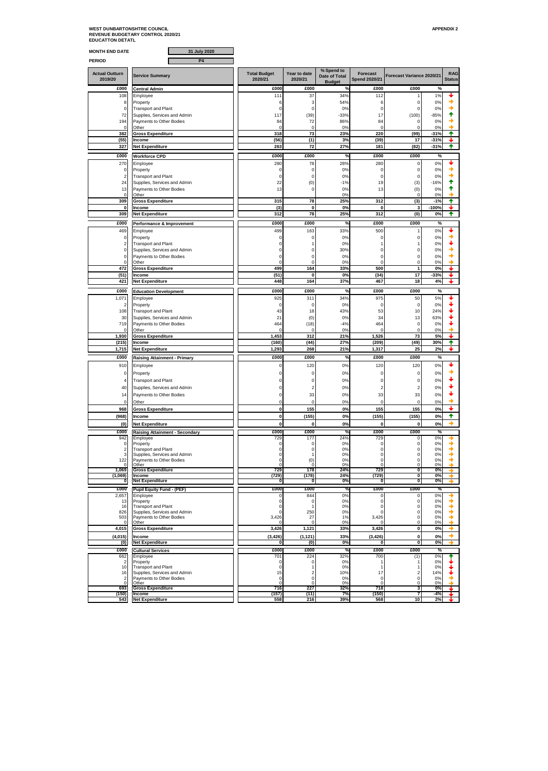**WEST DUNBARTONSHTRE COUNCIL**
**REVENUE BUDGETARY CONTROL 2020/21**
**EDUCATTON DETATL**

**APPENDIX 2**

**MONTH END DATE** 31 July 2020

**PERIOD** P4

| Actual Outturn 2019/20 | Service Summary | Total Budget 2020/21 | Year to date 2020/21 | % Spend to Date of Total Budget | Forecast Spend 2020/21 | Forecast Variance 2020/21 | | RAG Status |
|---|---|---|---|---|---|---|---|---|
| £000 | **Central Admin** | £000 | £000 | % | £000 | £000 | % | |
| 108 | Employee | 111 | 37 | 34% | 112 | 1 | 1% | ↓ |
| 8 | Property | 6 | 3 | 54% | 6 | 0 | 0% | → |
| 0 | Transport and Plant | 0 | 0 | 0% | 0 | 0 | 0% | → |
| 72 | Supplies, Services and Admin | 117 | (39) | -33% | 17 | (100) | -85% | ↑ |
| 194 | Payments to Other Bodies | 84 | 72 | 86% | 84 | 0 | 0% | → |
| 0 | Other | 0 | 0 | 0% | 0 | 0 | 0% | → |
| 382 | **Gross Expenditure** | 318 | 73 | 23% | 220 | (99) | -31% | ↑ |
| (55) | **Income** | (56) | (1) | 3% | (39) | 17 | -31% | ↓ |
| 327 | **Net Expenditure** | 263 | 72 | 27% | 181 | (82) | -31% | ↑ |
| £000 | **Workforce CPD** | £000 | £000 | % | £000 | £000 | % | |
| 270 | Employee | 280 | 78 | 28% | 280 | 0 | 0% | ↓ |
| 0 | Property | 0 | 0 | 0% | 0 | 0 | 0% | → |
| 2 | Transport and Plant | 0 | 0 | 0% | 0 | 0 | 0% | → |
| 24 | Supplies, Services and Admin | 22 | (0) | -1% | 19 | (3) | -16% | ↑ |
| 13 | Payments to Other Bodies | 13 | 0 | 0% | 13 | (0) | 0% | ↑ |
| 0 | Other | | | 0% | | 0 | 0% | → |
| 309 | **Gross Expenditure** | 315 | 78 | 25% | 312 | (3) | -1% | ↑ |
| 0 | **Income** | (3) | 0 | 0% | 0 | 3 | -100% | ↓ |
| 309 | **Net Expenditure** | 312 | 78 | 25% | 312 | (0) | 0% | ↑ |
| £000 | **Performance & Improvement** | £000 | £000 | % | £000 | £000 | % | |
| 469 | Employee | 499 | 163 | 33% | 500 | 1 | 0% | ↓ |
| 0 | Property | 0 | 0 | 0% | 0 | 0 | 0% | → |
| 2 | Transport and Plant | 0 | 1 | 0% | 1 | 1 | 0% | ↓ |
| 0 | Supplies, Services and Admin | 0 | 0 | 30% | 0 | 0 | 0% | → |
| 0 | Payments to Other Bodies | 0 | 0 | 0% | 0 | 0 | 0% | → |
| 0 | Other | 0 | 0 | 0% | 0 | 0 | 0% | → |
| 472 | **Gross Expenditure** | 499 | 164 | 33% | 500 | 1 | 0% | ↓ |
| (51) | **Income** | (51) | 0 | 0% | (34) | 17 | -33% | ↓ |
| 421 | **Net Expenditure** | 448 | 164 | 37% | 467 | 18 | 4% | ↓ |
| £000 | **Education Development** | £000 | £000 | % | £000 | £000 | % | |
| 1,071 | Employee | 925 | 311 | 34% | 975 | 50 | 5% | ↓ |
| 2 | Property | 0 | 0 | 0% | 0 | 0 | 0% | ↓ |
| 108 | Transport and Plant | 43 | 18 | 43% | 53 | 10 | 24% | ↓ |
| 30 | Supplies, Services and Admin | 21 | (0) | 0% | 34 | 13 | 63% | ↓ |
| 719 | Payments to Other Bodies | 464 | (18) | -4% | 464 | 0 | 0% | ↓ |
| 0 | Other | 0 | 0 | 0% | 0 | 0 | 0% | → |
| 1,930 | **Gross Expenditure** | 1,453 | 312 | 21% | 1,526 | 73 | 5% | ↓ |
| (215) | **Income** | (160) | (44) | 27% | (209) | (49) | 30% | ↑ |
| 1,715 | **Net Expenditure** | 1,293 | 268 | 21% | 1,317 | 25 | 2% | ↓ |
| £000 | **Raising Attainment - Primary** | £000 | £000 | % | £000 | £000 | % | |
| 910 | Employee | 0 | 120 | 0% | 120 | 120 | 0% | ↓ |
| 0 | Property | 0 | 0 | 0% | 0 | 0 | 0% | → |
| 4 | Transport and Plant | 0 | 0 | 0% | 0 | 0 | 0% | ↓ |
| 40 | Supplies, Services and Admin | 0 | 2 | 0% | 2 | 2 | 0% | ↓ |
| 14 | Payments to Other Bodies | 0 | 33 | 0% | 33 | 33 | 0% | ↓ |
| 0 | Other | 0 | 0 | 0% | 0 | 0 | 0% | → |
| 968 | **Gross Expenditure** | 0 | 155 | 0% | 155 | 155 | 0% | ↓ |
| (968) | **Income** | 0 | (155) | 0% | (155) | (155) | 0% | ↑ |
| (0) | **Net Expenditure** | 0 | 0 | 0% | 0 | 0 | 0% | → |
| £000 | **Raising Attainment - Secondary** | £000 | £000 | % | £000 | £000 | % | |
| 942 | Employee | 729 | 177 | 24% | 729 | 0 | 0% | → |
| 0 | Property | 0 | 0 | 0% | 0 | 0 | 0% | → |
| 2 | Transport and Plant | 0 | 0 | 0% | 0 | 0 | 0% | → |
| 3 | Supplies, Services and Admin | 0 | 1 | 0% | 0 | 0 | 0% | → |
| 122 | Payments to Other Bodies | 0 | (0) | 0% | 0 | 0 | 0% | → |
| 0 | Other | 0 | 0 | 0% | 0 | 0 | 0% | → |
| 1,069 | **Gross Expenditure** | 729 | 178 | 24% | 729 | 0 | 0% | → |
| (1,069) | **Income** | (729) | (178) | 24% | (729) | 0 | 0% | → |
| 0 | **Net Expenditure** | 0 | 0 | 0% | 0 | 0 | 0% | → |
| £000 | **Pupil Equity Fund - (PEF)** | £000 | £000 | % | £000 | £000 | % | |
| 2,657 | Employee | 0 | 844 | 0% | 0 | 0 | 0% | → |
| 13 | Property | 0 | 0 | 0% | 0 | 0 | 0% | → |
| 16 | Transport and Plant | 0 | 1 | 0% | 0 | 0 | 0% | → |
| 826 | Supplies, Services and Admin | 0 | 250 | 0% | 0 | 0 | 0% | → |
| 503 | Payments to Other Bodies | 3,426 | 27 | 1% | 3,426 | 0 | 0% | → |
| 0 | Other | 0 | 0 | 0% | 0 | 0 | 0% | → |
| 4,015 | **Gross Expenditure** | 3,426 | 1,121 | 33% | 3,426 | 0 | 0% | → |
| (4,015) | **Income** | (3,426) | (1,121) | 33% | (3,426) | 0 | 0% | → |
| (0) | **Net Expenditure** | 0 | (0) | 0% | 0 | 0 | 0% | → |
| £000 | **Cultural Services** | £000 | £000 | % | £000 | £000 | % | |
| 662 | Employee | 701 | 224 | 32% | 700 | (1) | 0% | ↑ |
| 2 | Property | 0 | 0 | 0% | 1 | 1 | 0% | ↓ |
| 10 | Transport and Plant | 0 | 1 | 0% | 1 | 1 | 0% | ↓ |
| 16 | Supplies, Services and Admin | 15 | 2 | 10% | 17 | 2 | 14% | ↓ |
| 2 | Payments to Other Bodies | 0 | 0 | 0% | 0 | 0 | 0% | → |
| 0 | Other | 0 | 0 | 0% | 0 | 0 | 0% | → |
| 693 | **Gross Expenditure** | 716 | 227 | 32% | 718 | 3 | 0% | ↓ |
| (150) | **Income** | (157) | (11) | 7% | (150) | 7 | -4% | ↓ |
| 543 | **Net Expenditure** | 558 | 216 | 39% | 568 | 10 | 2% | ↓ |